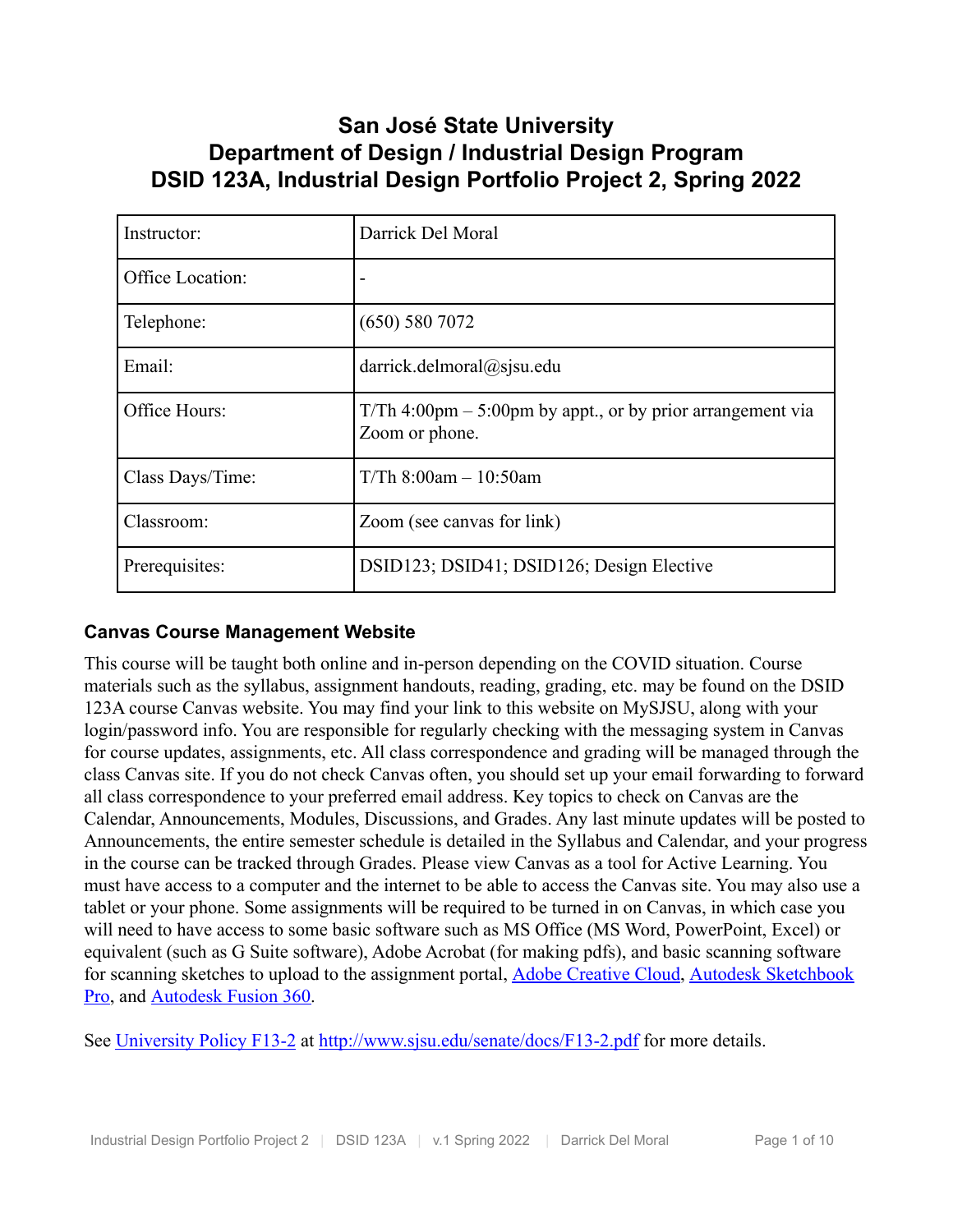# San José State University
# Department of Design / Industrial Design Program
# DSID 123A, Industrial Design Portfolio Project 2, Spring 2022

| | |
|---|---|
| Instructor: | Darrick Del Moral |
| Office Location: | - |
| Telephone: | (650) 580 7072 |
| Email: | darrick.delmoral@sjsu.edu |
| Office Hours: | T/Th 4:00pm – 5:00pm by appt., or by prior arrangement via Zoom or phone. |
| Class Days/Time: | T/Th 8:00am – 10:50am |
| Classroom: | Zoom (see canvas for link) |
| Prerequisites: | DSID123; DSID41; DSID126; Design Elective |

## Canvas Course Management Website

This course will be taught both online and in-person depending on the COVID situation. Course materials such as the syllabus, assignment handouts, reading, grading, etc. may be found on the DSID 123A course Canvas website. You may find your link to this website on MySJSU, along with your login/password info. You are responsible for regularly checking with the messaging system in Canvas for course updates, assignments, etc. All class correspondence and grading will be managed through the class Canvas site. If you do not check Canvas often, you should set up your email forwarding to forward all class correspondence to your preferred email address. Key topics to check on Canvas are the Calendar, Announcements, Modules, Discussions, and Grades. Any last minute updates will be posted to Announcements, the entire semester schedule is detailed in the Syllabus and Calendar, and your progress in the course can be tracked through Grades. Please view Canvas as a tool for Active Learning. You must have access to a computer and the internet to be able to access the Canvas site. You may also use a tablet or your phone. Some assignments will be required to be turned in on Canvas, in which case you will need to have access to some basic software such as MS Office (MS Word, PowerPoint, Excel) or equivalent (such as G Suite software), Adobe Acrobat (for making pdfs), and basic scanning software for scanning sketches to upload to the assignment portal, Adobe Creative Cloud, Autodesk Sketchbook Pro, and Autodesk Fusion 360.

See University Policy F13-2 at http://www.sjsu.edu/senate/docs/F13-2.pdf for more details.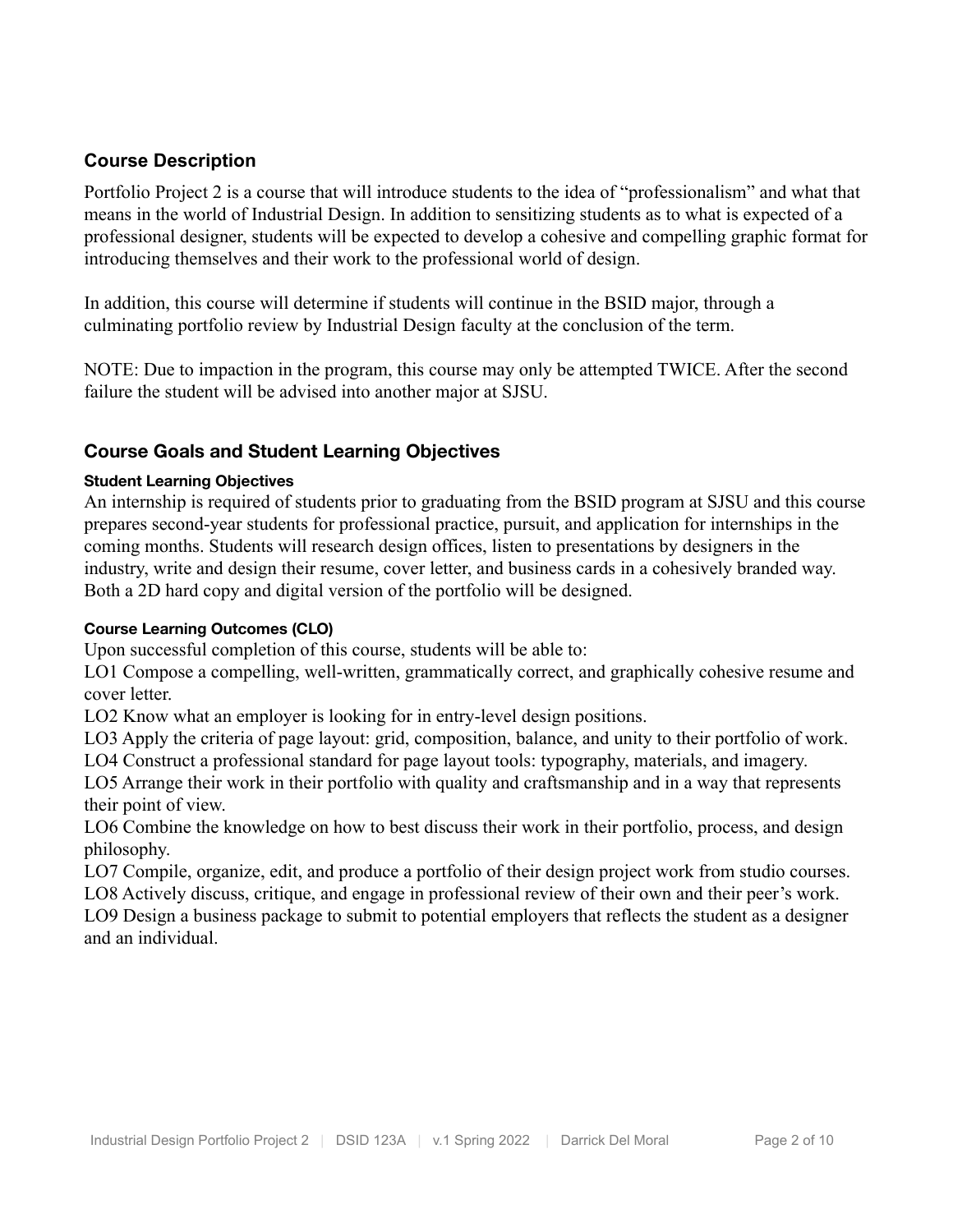## Course Description

Portfolio Project 2 is a course that will introduce students to the idea of "professionalism" and what that means in the world of Industrial Design. In addition to sensitizing students as to what is expected of a professional designer, students will be expected to develop a cohesive and compelling graphic format for introducing themselves and their work to the professional world of design.

In addition, this course will determine if students will continue in the BSID major, through a culminating portfolio review by Industrial Design faculty at the conclusion of the term.

NOTE: Due to impaction in the program, this course may only be attempted TWICE. After the second failure the student will be advised into another major at SJSU.

## Course Goals and Student Learning Objectives

#### Student Learning Objectives

An internship is required of students prior to graduating from the BSID program at SJSU and this course prepares second-year students for professional practice, pursuit, and application for internships in the coming months. Students will research design offices, listen to presentations by designers in the industry, write and design their resume, cover letter, and business cards in a cohesively branded way. Both a 2D hard copy and digital version of the portfolio will be designed.

#### Course Learning Outcomes (CLO)

Upon successful completion of this course, students will be able to:

LO1 Compose a compelling, well-written, grammatically correct, and graphically cohesive resume and cover letter.

LO2 Know what an employer is looking for in entry-level design positions.

LO3 Apply the criteria of page layout: grid, composition, balance, and unity to their portfolio of work.

LO4 Construct a professional standard for page layout tools: typography, materials, and imagery.

LO5 Arrange their work in their portfolio with quality and craftsmanship and in a way that represents their point of view.

LO6 Combine the knowledge on how to best discuss their work in their portfolio, process, and design philosophy.

LO7 Compile, organize, edit, and produce a portfolio of their design project work from studio courses.

LO8 Actively discuss, critique, and engage in professional review of their own and their peer's work.

LO9 Design a business package to submit to potential employers that reflects the student as a designer and an individual.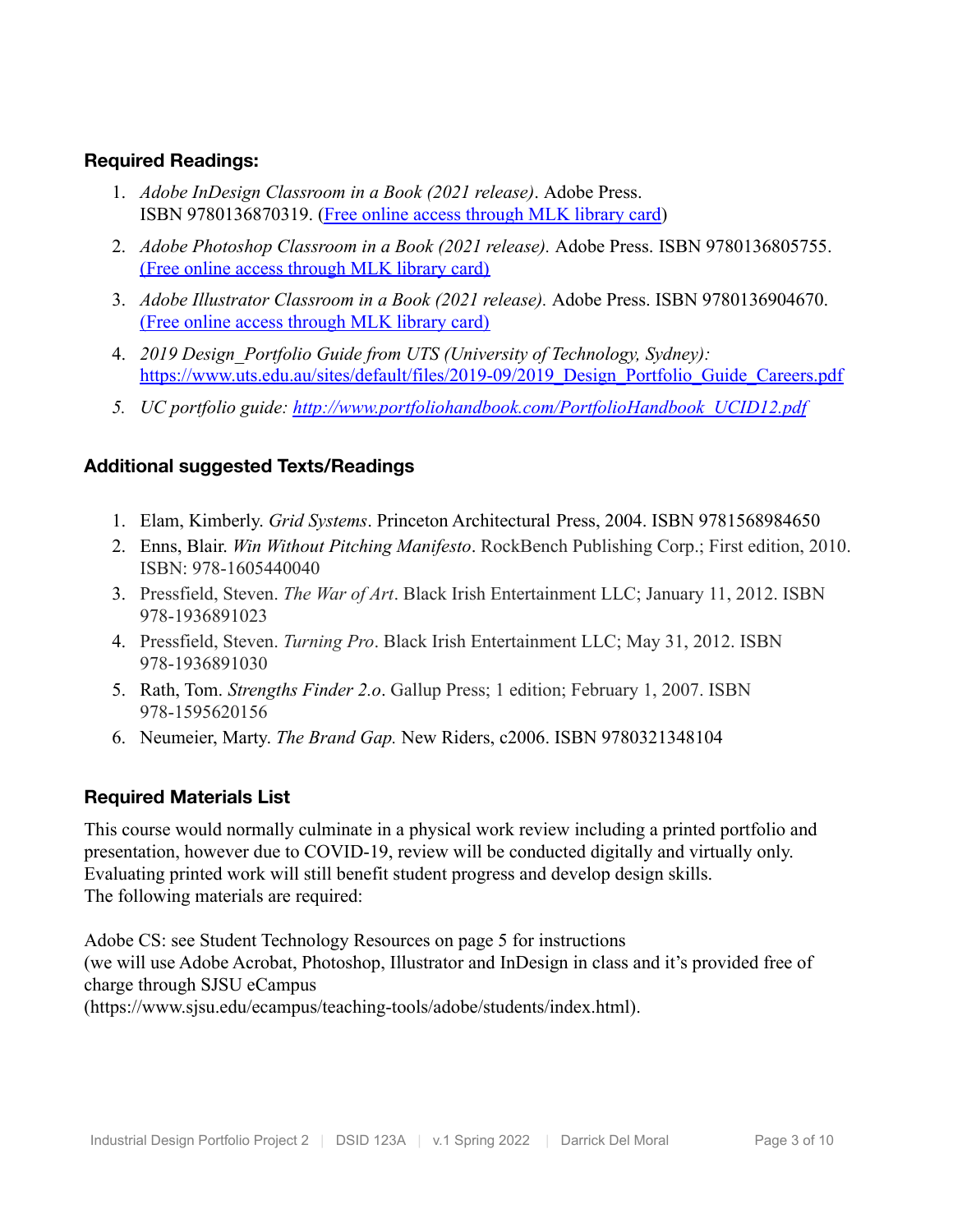### Required Readings:

1. *Adobe InDesign Classroom in a Book (2021 release)*. Adobe Press. ISBN 9780136870319. ([Free online access through MLK library card](#))
2. *Adobe Photoshop Classroom in a Book (2021 release).* Adobe Press. ISBN 9780136805755. [(Free online access through MLK library card)](#)
3. *Adobe Illustrator Classroom in a Book (2021 release).* Adobe Press. ISBN 9780136904670. [(Free online access through MLK library card)](#)
4. *2019 Design_Portfolio Guide from UTS (University of Technology, Sydney):* https://www.uts.edu.au/sites/default/files/2019-09/2019_Design_Portfolio_Guide_Careers.pdf
5. *UC portfolio guide: http://www.portfoliohandbook.com/PortfolioHandbook_UCID12.pdf*

### Additional suggested Texts/Readings

1. Elam, Kimberly. *Grid Systems*. Princeton Architectural Press, 2004. ISBN 9781568984650
2. Enns, Blair. *Win Without Pitching Manifesto*. RockBench Publishing Corp.; First edition, 2010. ISBN: 978-1605440040
3. Pressfield, Steven. *The War of Art*. Black Irish Entertainment LLC; January 11, 2012. ISBN 978-1936891023
4. Pressfield, Steven. *Turning Pro*. Black Irish Entertainment LLC; May 31, 2012. ISBN 978-1936891030
5. Rath, Tom. *Strengths Finder 2.o*. Gallup Press; 1 edition; February 1, 2007. ISBN 978-1595620156
6. Neumeier, Marty. *The Brand Gap.* New Riders, c2006. ISBN 9780321348104

### Required Materials List

This course would normally culminate in a physical work review including a printed portfolio and presentation, however due to COVID-19, review will be conducted digitally and virtually only. Evaluating printed work will still benefit student progress and develop design skills.
The following materials are required:

Adobe CS: see Student Technology Resources on page 5 for instructions
(we will use Adobe Acrobat, Photoshop, Illustrator and InDesign in class and it's provided free of charge through SJSU eCampus
(https://www.sjsu.edu/ecampus/teaching-tools/adobe/students/index.html).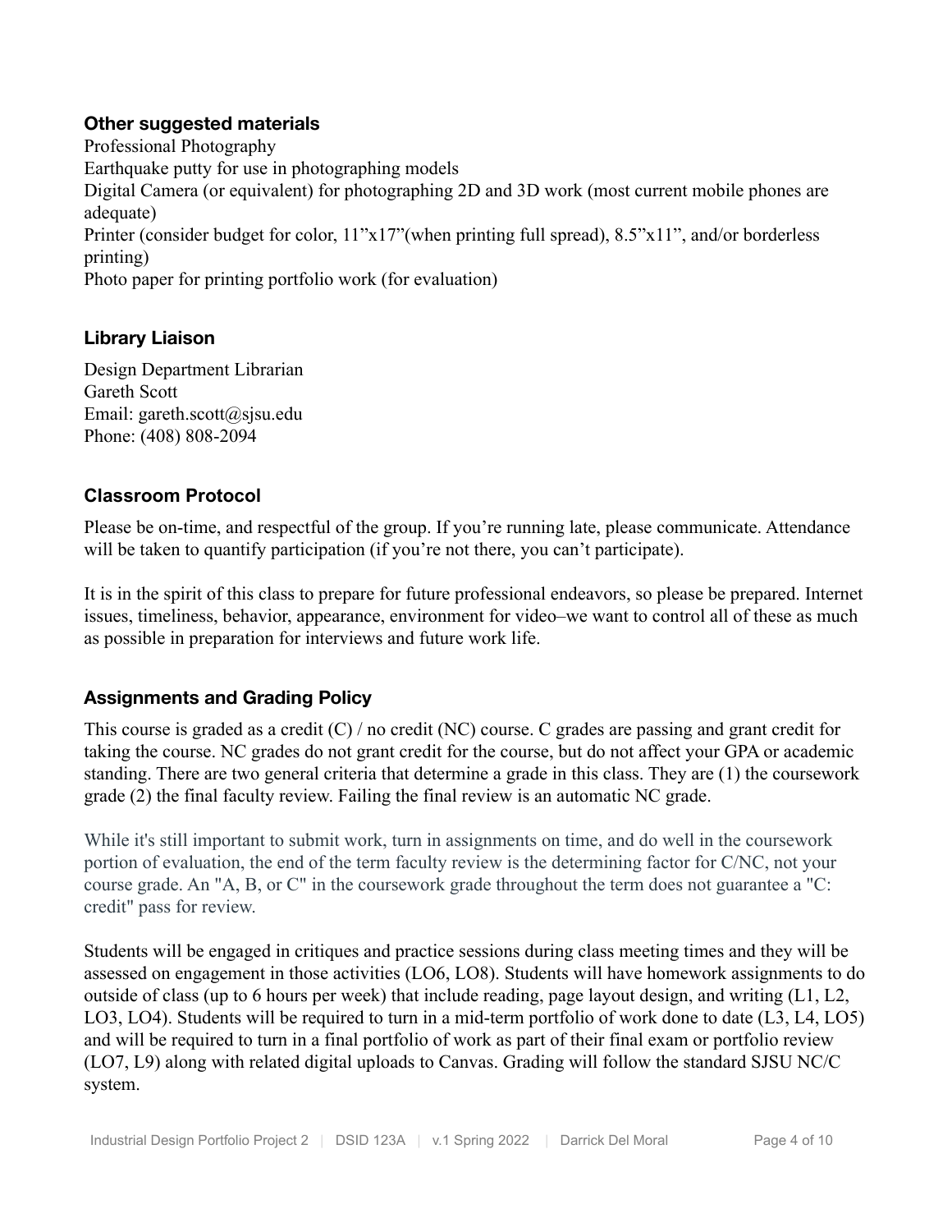### Other suggested materials

Professional Photography
Earthquake putty for use in photographing models
Digital Camera (or equivalent) for photographing 2D and 3D work (most current mobile phones are adequate)
Printer (consider budget for color, 11"x17"(when printing full spread), 8.5"x11", and/or borderless printing)
Photo paper for printing portfolio work (for evaluation)

### Library Liaison

Design Department Librarian
Gareth Scott
Email: gareth.scott@sjsu.edu
Phone: (408) 808-2094

### Classroom Protocol

Please be on-time, and respectful of the group. If you're running late, please communicate. Attendance will be taken to quantify participation (if you're not there, you can't participate).

It is in the spirit of this class to prepare for future professional endeavors, so please be prepared. Internet issues, timeliness, behavior, appearance, environment for video–we want to control all of these as much as possible in preparation for interviews and future work life.

### Assignments and Grading Policy

This course is graded as a credit (C) / no credit (NC) course. C grades are passing and grant credit for taking the course. NC grades do not grant credit for the course, but do not affect your GPA or academic standing. There are two general criteria that determine a grade in this class. They are (1) the coursework grade (2) the final faculty review. Failing the final review is an automatic NC grade.

While it's still important to submit work, turn in assignments on time, and do well in the coursework portion of evaluation, the end of the term faculty review is the determining factor for C/NC, not your course grade. An "A, B, or C" in the coursework grade throughout the term does not guarantee a "C: credit" pass for review.

Students will be engaged in critiques and practice sessions during class meeting times and they will be assessed on engagement in those activities (LO6, LO8). Students will have homework assignments to do outside of class (up to 6 hours per week) that include reading, page layout design, and writing (L1, L2, LO3, LO4). Students will be required to turn in a mid-term portfolio of work done to date (L3, L4, LO5) and will be required to turn in a final portfolio of work as part of their final exam or portfolio review (LO7, L9) along with related digital uploads to Canvas. Grading will follow the standard SJSU NC/C system.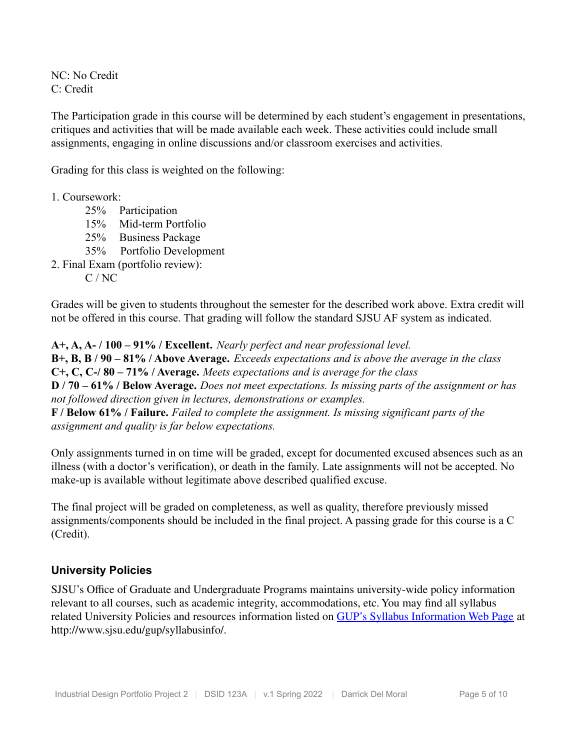NC: No Credit  
C: Credit

The Participation grade in this course will be determined by each student's engagement in presentations, critiques and activities that will be made available each week. These activities could include small assignments, engaging in online discussions and/or classroom exercises and activities.

Grading for this class is weighted on the following:

1. Coursework:
   - 25% Participation
   - 15% Mid-term Portfolio
   - 25% Business Package
   - 35% Portfolio Development
2. Final Exam (portfolio review):
   - C / NC

Grades will be given to students throughout the semester for the described work above. Extra credit will not be offered in this course. That grading will follow the standard SJSU AF system as indicated.

**A+, A, A- / 100 – 91% / Excellent.** *Nearly perfect and near professional level.*  
**B+, B, B / 90 – 81% / Above Average.** *Exceeds expectations and is above the average in the class*  
**C+, C, C-/ 80 – 71% / Average.** *Meets expectations and is average for the class*  
**D / 70 – 61% / Below Average.** *Does not meet expectations. Is missing parts of the assignment or has not followed direction given in lectures, demonstrations or examples.*  
**F / Below 61% / Failure.** *Failed to complete the assignment. Is missing significant parts of the assignment and quality is far below expectations.*

Only assignments turned in on time will be graded, except for documented excused absences such as an illness (with a doctor's verification), or death in the family. Late assignments will not be accepted. No make-up is available without legitimate above described qualified excuse.

The final project will be graded on completeness, as well as quality, therefore previously missed assignments/components should be included in the final project. A passing grade for this course is a C (Credit).

## University Policies

SJSU's Office of Graduate and Undergraduate Programs maintains university-wide policy information relevant to all courses, such as academic integrity, accommodations, etc. You may find all syllabus related University Policies and resources information listed on [GUP's Syllabus Information Web Page](http://www.sjsu.edu/gup/syllabusinfo/) at http://www.sjsu.edu/gup/syllabusinfo/.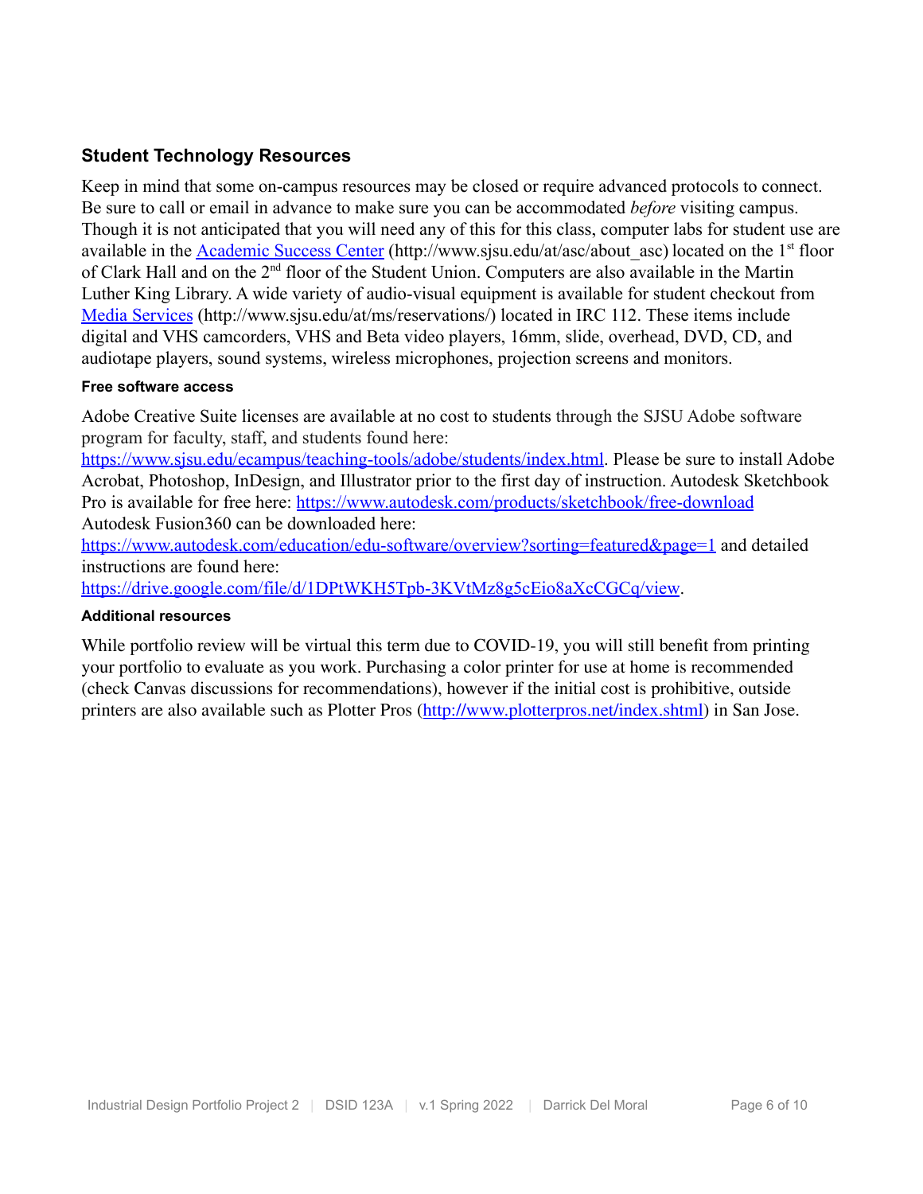## Student Technology Resources

Keep in mind that some on-campus resources may be closed or require advanced protocols to connect. Be sure to call or email in advance to make sure you can be accommodated *before* visiting campus. Though it is not anticipated that you will need any of this for this class, computer labs for student use are available in the [Academic Success Center](http://www.sjsu.edu/at/asc/about_asc) (http://www.sjsu.edu/at/asc/about_asc) located on the 1st floor of Clark Hall and on the 2nd floor of the Student Union. Computers are also available in the Martin Luther King Library. A wide variety of audio-visual equipment is available for student checkout from [Media Services](http://www.sjsu.edu/at/ms/reservations/) (http://www.sjsu.edu/at/ms/reservations/) located in IRC 112. These items include digital and VHS camcorders, VHS and Beta video players, 16mm, slide, overhead, DVD, CD, and audiotape players, sound systems, wireless microphones, projection screens and monitors.

#### Free software access

Adobe Creative Suite licenses are available at no cost to students through the SJSU Adobe software program for faculty, staff, and students found here: [https://www.sjsu.edu/ecampus/teaching-tools/adobe/students/index.html](https://www.sjsu.edu/ecampus/teaching-tools/adobe/students/index.html). Please be sure to install Adobe Acrobat, Photoshop, InDesign, and Illustrator prior to the first day of instruction. Autodesk Sketchbook Pro is available for free here: [https://www.autodesk.com/products/sketchbook/free-download](https://www.autodesk.com/products/sketchbook/free-download)
Autodesk Fusion360 can be downloaded here: [https://www.autodesk.com/education/edu-software/overview?sorting=featured&page=1](https://www.autodesk.com/education/edu-software/overview?sorting=featured&page=1) and detailed instructions are found here: [https://drive.google.com/file/d/1DPtWKH5Tpb-3KVtMz8g5cEio8aXcCGCq/view](https://drive.google.com/file/d/1DPtWKH5Tpb-3KVtMz8g5cEio8aXcCGCq/view).

#### Additional resources

While portfolio review will be virtual this term due to COVID-19, you will still benefit from printing your portfolio to evaluate as you work. Purchasing a color printer for use at home is recommended (check Canvas discussions for recommendations), however if the initial cost is prohibitive, outside printers are also available such as Plotter Pros ([http://www.plotterpros.net/index.shtml](http://www.plotterpros.net/index.shtml)) in San Jose.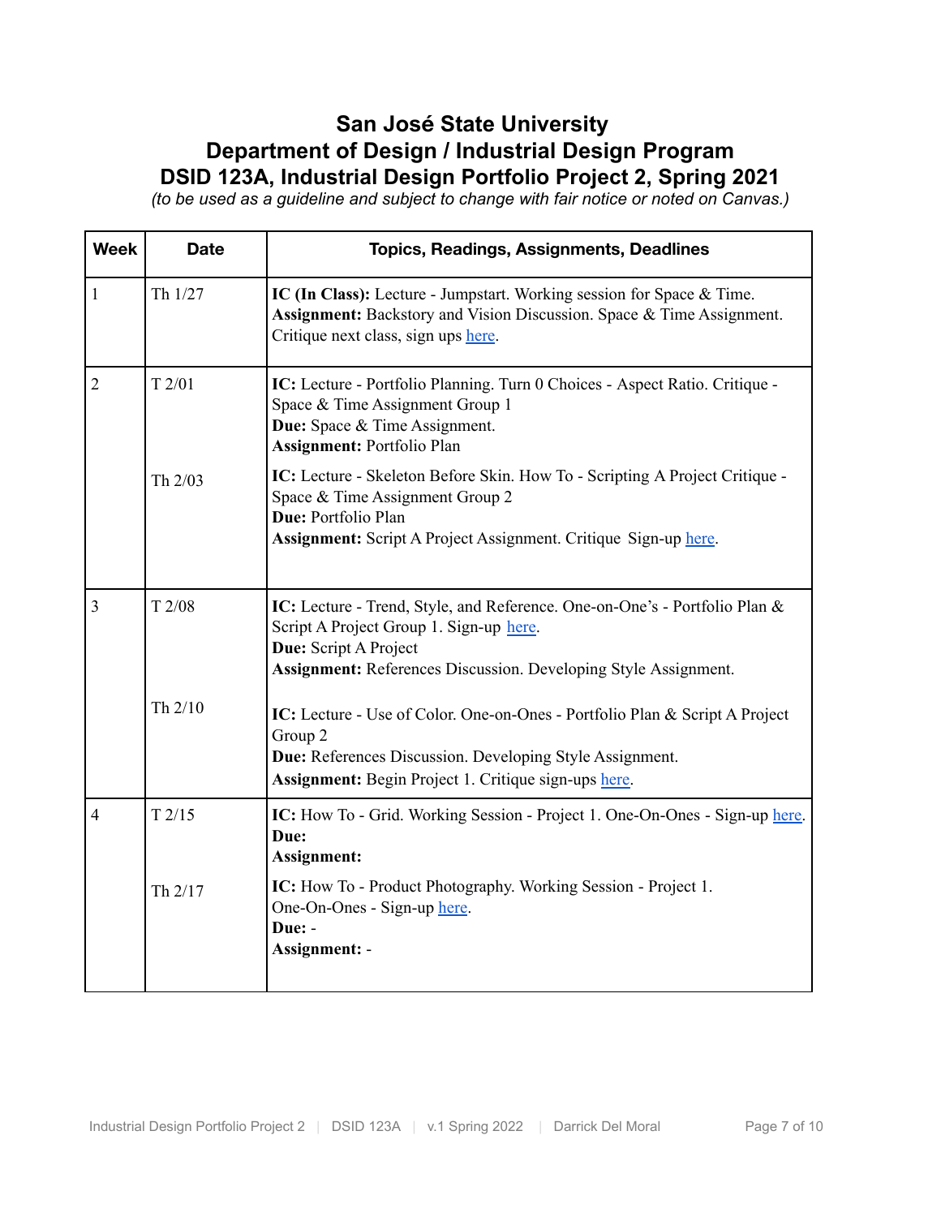# San José State University
# Department of Design / Industrial Design Program
# DSID 123A, Industrial Design Portfolio Project 2, Spring 2021

*(to be used as a guideline and subject to change with fair notice or noted on Canvas.)*

| Week | Date | Topics, Readings, Assignments, Deadlines |
|---|---|---|
| 1 | Th 1/27 | **IC (In Class):** Lecture - Jumpstart. Working session for Space & Time.<br>**Assignment:** Backstory and Vision Discussion. Space & Time Assignment. Critique next class, sign ups here. |
| 2 | T 2/01 | **IC:** Lecture - Portfolio Planning. Turn 0 Choices - Aspect Ratio. Critique - Space & Time Assignment Group 1<br>**Due:** Space & Time Assignment.<br>**Assignment:** Portfolio Plan |
| | Th 2/03 | **IC:** Lecture - Skeleton Before Skin. How To - Scripting A Project Critique - Space & Time Assignment Group 2<br>**Due:** Portfolio Plan<br>**Assignment:** Script A Project Assignment. Critique Sign-up here. |
| 3 | T 2/08 | **IC:** Lecture - Trend, Style, and Reference. One-on-One's - Portfolio Plan & Script A Project Group 1. Sign-up here.<br>**Due:** Script A Project<br>**Assignment:** References Discussion. Developing Style Assignment. |
| | Th 2/10 | **IC:** Lecture - Use of Color. One-on-Ones - Portfolio Plan & Script A Project Group 2<br>**Due:** References Discussion. Developing Style Assignment.<br>**Assignment:** Begin Project 1. Critique sign-ups here. |
| 4 | T 2/15 | **IC:** How To - Grid. Working Session - Project 1. One-On-Ones - Sign-up here.<br>**Due:**<br>**Assignment:** |
| | Th 2/17 | **IC:** How To - Product Photography. Working Session - Project 1. One-On-Ones - Sign-up here.<br>**Due:** -<br>**Assignment:** - |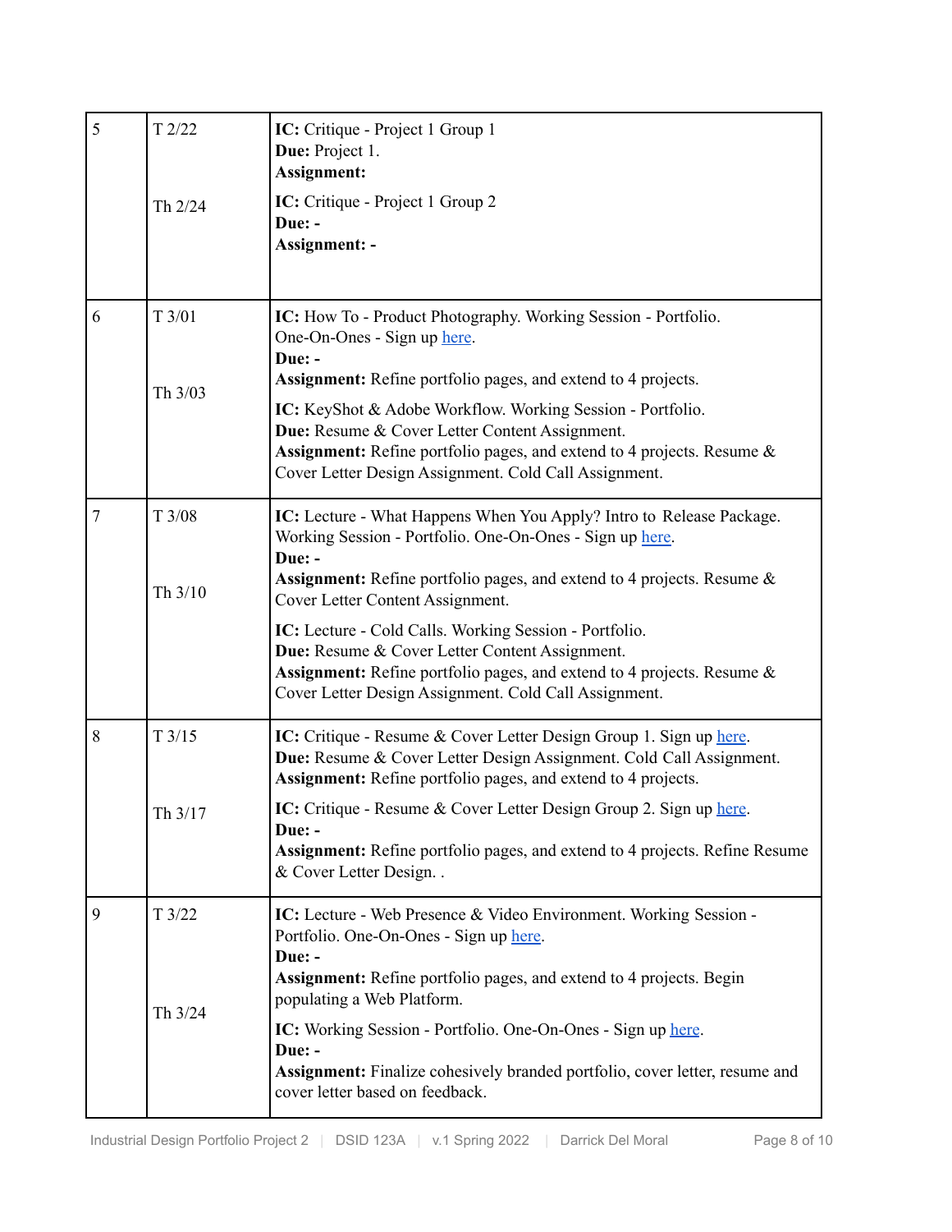| | | |
|---|---|---|
| 5 | T 2/22<br><br>Th 2/24 | **IC:** Critique - Project 1 Group 1<br>**Due:** Project 1.<br>**Assignment:**<br><br>**IC:** Critique - Project 1 Group 2<br>**Due: -**<br>**Assignment: -** |
| 6 | T 3/01<br><br>Th 3/03 | **IC:** How To - Product Photography. Working Session - Portfolio. One-On-Ones - Sign up here.<br>**Due: -**<br>**Assignment:** Refine portfolio pages, and extend to 4 projects.<br><br>**IC:** KeyShot & Adobe Workflow. Working Session - Portfolio.<br>**Due:** Resume & Cover Letter Content Assignment.<br>**Assignment:** Refine portfolio pages, and extend to 4 projects. Resume & Cover Letter Design Assignment. Cold Call Assignment. |
| 7 | T 3/08<br><br>Th 3/10 | **IC:** Lecture - What Happens When You Apply? Intro to Release Package. Working Session - Portfolio. One-On-Ones - Sign up here.<br>**Due: -**<br>**Assignment:** Refine portfolio pages, and extend to 4 projects. Resume & Cover Letter Content Assignment.<br><br>**IC:** Lecture - Cold Calls. Working Session - Portfolio.<br>**Due:** Resume & Cover Letter Content Assignment.<br>**Assignment:** Refine portfolio pages, and extend to 4 projects. Resume & Cover Letter Design Assignment. Cold Call Assignment. |
| 8 | T 3/15<br><br>Th 3/17 | **IC:** Critique - Resume & Cover Letter Design Group 1. Sign up here.<br>**Due:** Resume & Cover Letter Design Assignment. Cold Call Assignment.<br>**Assignment:** Refine portfolio pages, and extend to 4 projects.<br><br>**IC:** Critique - Resume & Cover Letter Design Group 2. Sign up here.<br>**Due: -**<br>**Assignment:** Refine portfolio pages, and extend to 4 projects. Refine Resume & Cover Letter Design. . |
| 9 | T 3/22<br><br>Th 3/24 | **IC:** Lecture - Web Presence & Video Environment. Working Session - Portfolio. One-On-Ones - Sign up here.<br>**Due: -**<br>**Assignment:** Refine portfolio pages, and extend to 4 projects. Begin populating a Web Platform.<br><br>**IC:** Working Session - Portfolio. One-On-Ones - Sign up here.<br>**Due: -**<br>**Assignment:** Finalize cohesively branded portfolio, cover letter, resume and cover letter based on feedback. |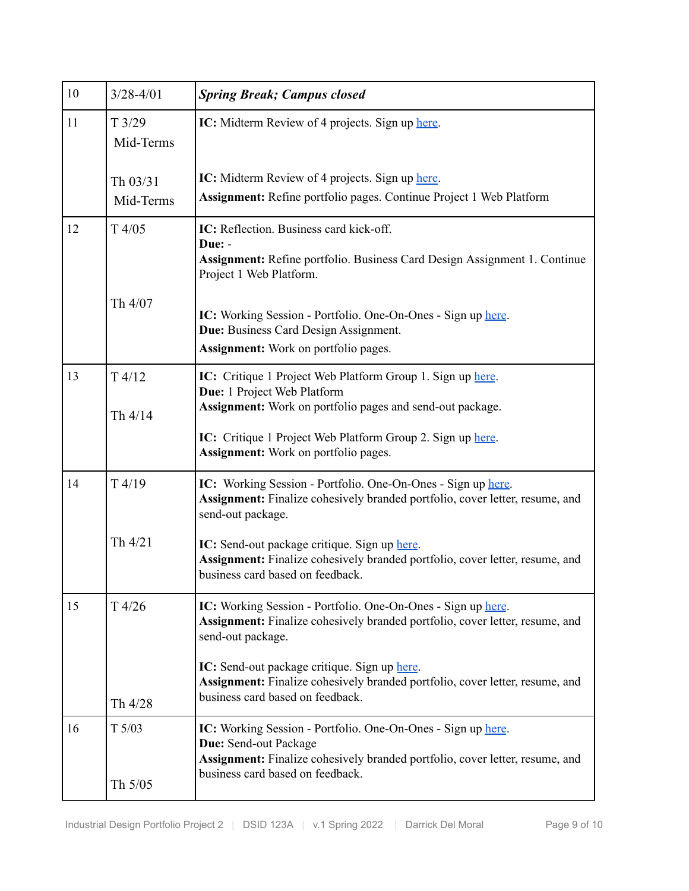| 10 | 3/28-4/01 | ***Spring Break; Campus closed*** |
|---|---|---|
| 11 | T 3/29 Mid-Terms<br><br>Th 03/31 Mid-Terms | **IC:** Midterm Review of 4 projects. Sign up here.<br><br>**IC:** Midterm Review of 4 projects. Sign up here.<br>**Assignment:** Refine portfolio pages. Continue Project 1 Web Platform |
| 12 | T 4/05<br><br>Th 4/07 | **IC:** Reflection. Business card kick-off.<br>**Due:** -<br>**Assignment:** Refine portfolio. Business Card Design Assignment 1. Continue Project 1 Web Platform.<br><br>**IC:** Working Session - Portfolio. One-On-Ones - Sign up here.<br>**Due:** Business Card Design Assignment.<br>**Assignment:** Work on portfolio pages. |
| 13 | T 4/12<br><br>Th 4/14 | **IC:** Critique 1 Project Web Platform Group 1. Sign up here.<br>**Due:** 1 Project Web Platform<br>**Assignment:** Work on portfolio pages and send-out package.<br><br>**IC:** Critique 1 Project Web Platform Group 2. Sign up here.<br>**Assignment:** Work on portfolio pages. |
| 14 | T 4/19<br><br>Th 4/21 | **IC:** Working Session - Portfolio. One-On-Ones - Sign up here.<br>**Assignment:** Finalize cohesively branded portfolio, cover letter, resume, and send-out package.<br><br>**IC:** Send-out package critique. Sign up here.<br>**Assignment:** Finalize cohesively branded portfolio, cover letter, resume, and business card based on feedback. |
| 15 | T 4/26<br><br>Th 4/28 | **IC:** Working Session - Portfolio. One-On-Ones - Sign up here.<br>**Assignment:** Finalize cohesively branded portfolio, cover letter, resume, and send-out package.<br><br>**IC:** Send-out package critique. Sign up here.<br>**Assignment:** Finalize cohesively branded portfolio, cover letter, resume, and business card based on feedback. |
| 16 | T 5/03<br><br>Th 5/05 | **IC:** Working Session - Portfolio. One-On-Ones - Sign up here.<br>**Due:** Send-out Package<br>**Assignment:** Finalize cohesively branded portfolio, cover letter, resume, and business card based on feedback. |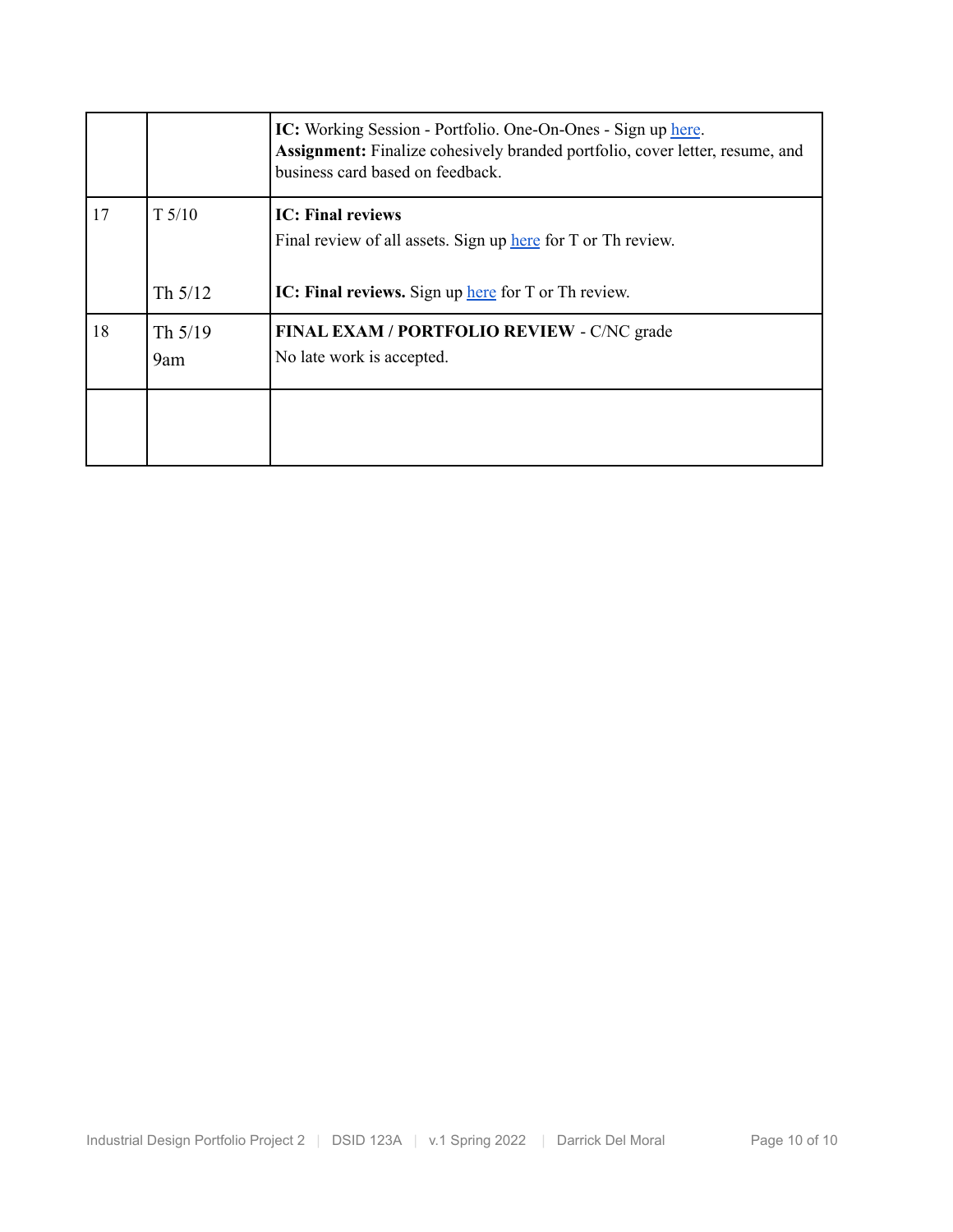| | | |
|---|---|---|
| | | **IC:** Working Session - Portfolio. One-On-Ones - Sign up here.<br>**Assignment:** Finalize cohesively branded portfolio, cover letter, resume, and business card based on feedback. |
| 17 | T 5/10<br><br>Th 5/12 | **IC: Final reviews**<br>Final review of all assets. Sign up here for T or Th review.<br><br>**IC: Final reviews.** Sign up here for T or Th review. |
| 18 | Th 5/19<br>9am | **FINAL EXAM / PORTFOLIO REVIEW** - C/NC grade<br>No late work is accepted. |
| | | |